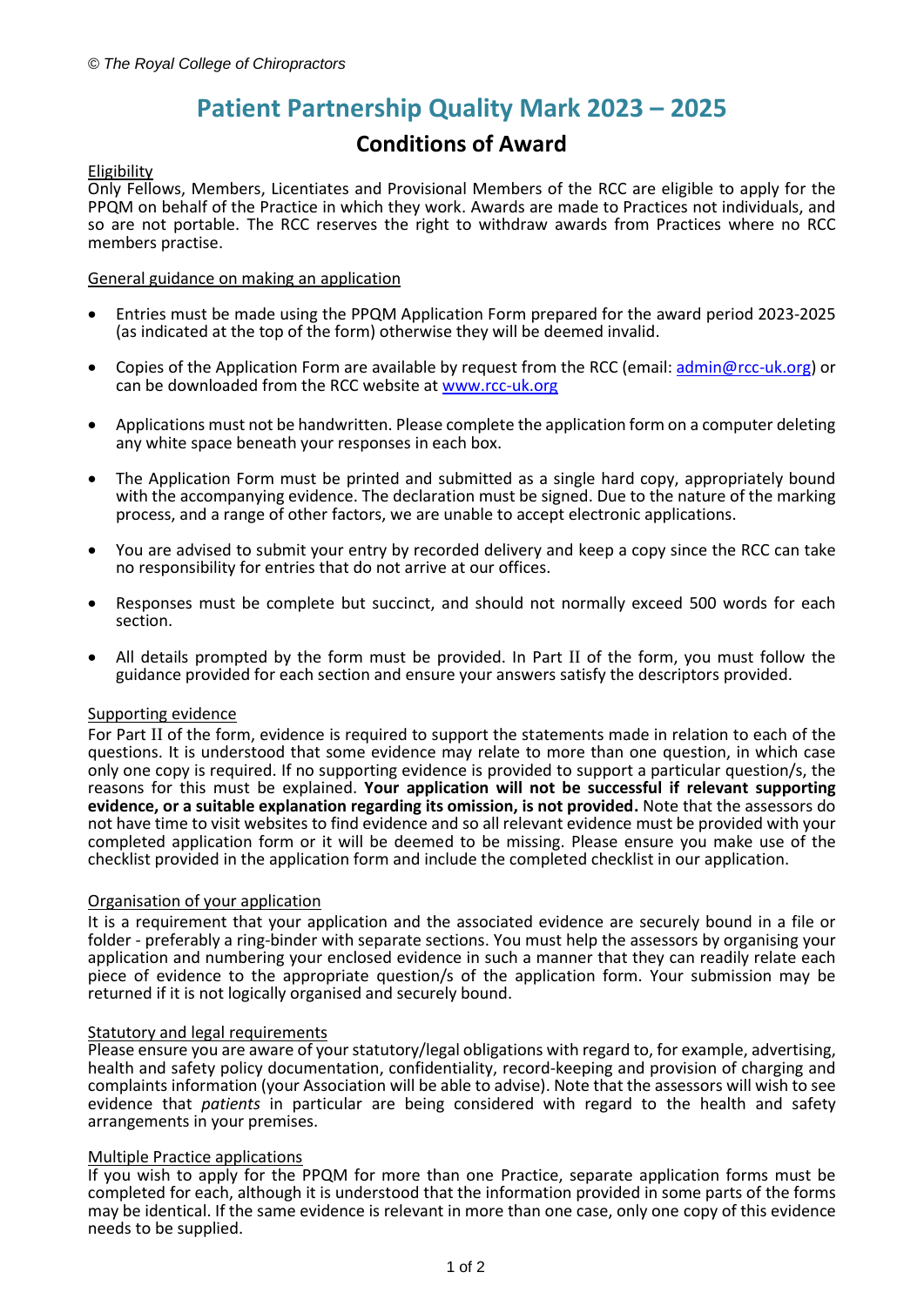© *The Royal College of Chiropractors*

# Patient Partnership Quality Mark 2023 – 2025

## Conditions of Award

Eligibility

Only Fellows, Members, Licentiates and Provisional Members of the RCC are eligible to apply for the PPQM on behalf of the Practice in which they work. Awards are made to Practices not individuals, and so are not portable. The RCC reserves the right to withdraw awards from Practices where no RCC members practise.

General guidance on making an application

- Entries must be made using the PPQM Application Form prepared for the award period 2023-2025 (as indicated at the top of the form) otherwise they will be deemed invalid.
- Copies of the Application Form are available by request from the RCC (email: admin@rcc-uk.org) or can be downloaded from the RCC website at www.rcc-uk.org
- Applications must not be handwritten. Please complete the application form on a computer deleting any white space beneath your responses in each box.
- The Application Form must be printed and submitted as a single hard copy, appropriately bound with the accompanying evidence. The declaration must be signed. Due to the nature of the marking process, and a range of other factors, we are unable to accept electronic applications.
- You are advised to submit your entry by recorded delivery and keep a copy since the RCC can take no responsibility for entries that do not arrive at our offices.
- Responses must be complete but succinct, and should not normally exceed 500 words for each section.
- All details prompted by the form must be provided. In Part II of the form, you must follow the guidance provided for each section and ensure your answers satisfy the descriptors provided.

Supporting evidence

For Part II of the form, evidence is required to support the statements made in relation to each of the questions. It is understood that some evidence may relate to more than one question, in which case only one copy is required. If no supporting evidence is provided to support a particular question/s, the reasons for this must be explained. **Your application will not be successful if relevant supporting evidence, or a suitable explanation regarding its omission, is not provided.** Note that the assessors do not have time to visit websites to find evidence and so all relevant evidence must be provided with your completed application form or it will be deemed to be missing. Please ensure you make use of the checklist provided in the application form and include the completed checklist in our application.

Organisation of your application

It is a requirement that your application and the associated evidence are securely bound in a file or folder - preferably a ring-binder with separate sections. You must help the assessors by organising your application and numbering your enclosed evidence in such a manner that they can readily relate each piece of evidence to the appropriate question/s of the application form. Your submission may be returned if it is not logically organised and securely bound.

Statutory and legal requirements

Please ensure you are aware of your statutory/legal obligations with regard to, for example, advertising, health and safety policy documentation, confidentiality, record-keeping and provision of charging and complaints information (your Association will be able to advise). Note that the assessors will wish to see evidence that *patients* in particular are being considered with regard to the health and safety arrangements in your premises.

Multiple Practice applications

If you wish to apply for the PPQM for more than one Practice, separate application forms must be completed for each, although it is understood that the information provided in some parts of the forms may be identical. If the same evidence is relevant in more than one case, only one copy of this evidence needs to be supplied.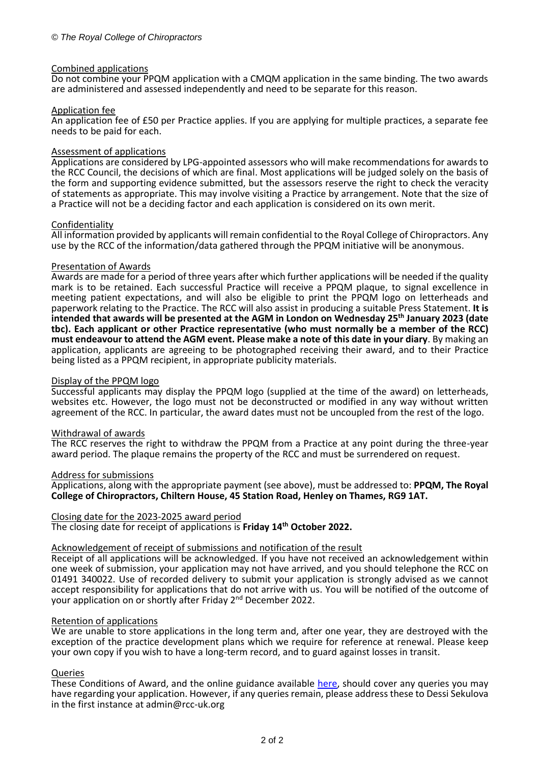*© The Royal College of Chiropractors*

Combined applications

Do not combine your PPQM application with a CMQM application in the same binding. The two awards are administered and assessed independently and need to be separate for this reason.

Application fee

An application fee of £50 per Practice applies. If you are applying for multiple practices, a separate fee needs to be paid for each.

Assessment of applications

Applications are considered by LPG-appointed assessors who will make recommendations for awards to the RCC Council, the decisions of which are final. Most applications will be judged solely on the basis of the form and supporting evidence submitted, but the assessors reserve the right to check the veracity of statements as appropriate. This may involve visiting a Practice by arrangement. Note that the size of a Practice will not be a deciding factor and each application is considered on its own merit.

Confidentiality

All information provided by applicants will remain confidential to the Royal College of Chiropractors. Any use by the RCC of the information/data gathered through the PPQM initiative will be anonymous.

Presentation of Awards

Awards are made for a period of three years after which further applications will be needed if the quality mark is to be retained. Each successful Practice will receive a PPQM plaque, to signal excellence in meeting patient expectations, and will also be eligible to print the PPQM logo on letterheads and paperwork relating to the Practice. The RCC will also assist in producing a suitable Press Statement. **It is intended that awards will be presented at the AGM in London on Wednesday 25th January 2023 (date tbc). Each applicant or other Practice representative (who must normally be a member of the RCC) must endeavour to attend the AGM event. Please make a note of this date in your diary**. By making an application, applicants are agreeing to be photographed receiving their award, and to their Practice being listed as a PPQM recipient, in appropriate publicity materials.

Display of the PPQM logo

Successful applicants may display the PPQM logo (supplied at the time of the award) on letterheads, websites etc. However, the logo must not be deconstructed or modified in any way without written agreement of the RCC. In particular, the award dates must not be uncoupled from the rest of the logo.

Withdrawal of awards

The RCC reserves the right to withdraw the PPQM from a Practice at any point during the three-year award period. The plaque remains the property of the RCC and must be surrendered on request.

Address for submissions

Applications, along with the appropriate payment (see above), must be addressed to: **PPQM, The Royal College of Chiropractors, Chiltern House, 45 Station Road, Henley on Thames, RG9 1AT.**

Closing date for the 2023-2025 award period

The closing date for receipt of applications is **Friday 14th October 2022.**

Acknowledgement of receipt of submissions and notification of the result

Receipt of all applications will be acknowledged. If you have not received an acknowledgement within one week of submission, your application may not have arrived, and you should telephone the RCC on 01491 340022. Use of recorded delivery to submit your application is strongly advised as we cannot accept responsibility for applications that do not arrive with us. You will be notified of the outcome of your application on or shortly after Friday 2nd December 2022.

Retention of applications

We are unable to store applications in the long term and, after one year, they are destroyed with the exception of the practice development plans which we require for reference at renewal. Please keep your own copy if you wish to have a long-term record, and to guard against losses in transit.

Queries

These Conditions of Award, and the online guidance available here, should cover any queries you may have regarding your application. However, if any queries remain, please address these to Dessi Sekulova in the first instance at admin@rcc-uk.org